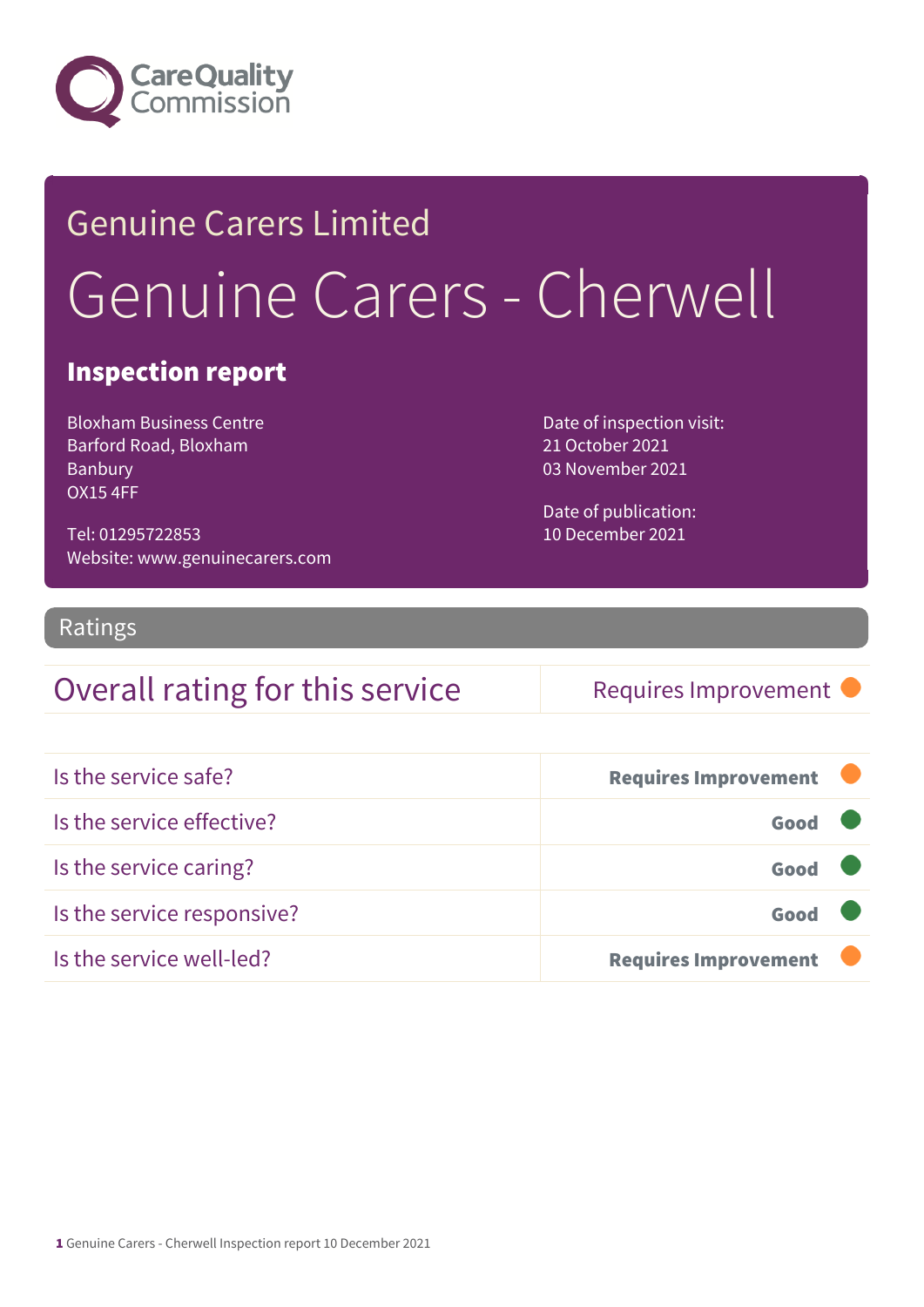Care Quality Commission

# Genuine Carers Limited

# Genuine Carers - Cherwell

## Inspection report

Bloxham Business Centre
Barford Road, Bloxham
Banbury
OX15 4FF

Tel: 01295722853
Website: www.genuinecarers.com

Date of inspection visit:
21 October 2021
03 November 2021

Date of publication:
10 December 2021

## Ratings

| Overall rating for this service | Requires Improvement |
| --- | --- |

| | |
| --- | --- |
| Is the service safe? | **Requires Improvement** |
| Is the service effective? | **Good** |
| Is the service caring? | **Good** |
| Is the service responsive? | **Good** |
| Is the service well-led? | **Requires Improvement** |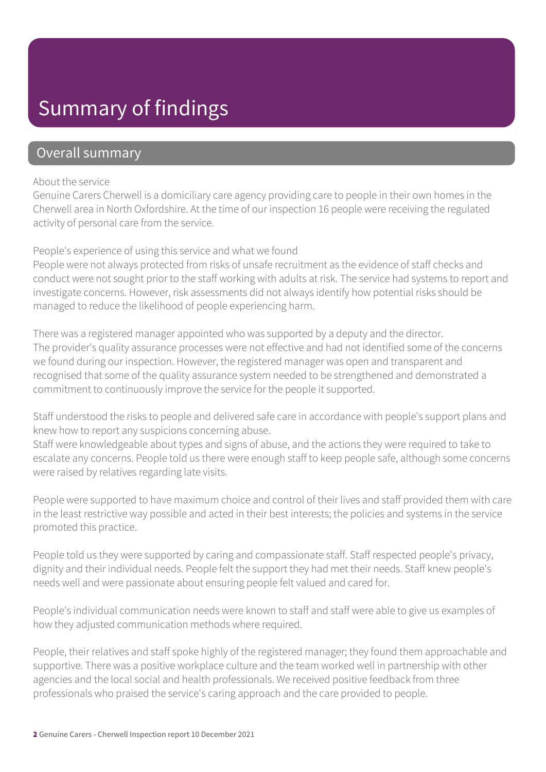# Summary of findings

## Overall summary

About the service

Genuine Carers Cherwell is a domiciliary care agency providing care to people in their own homes in the Cherwell area in North Oxfordshire. At the time of our inspection 16 people were receiving the regulated activity of personal care from the service.

People's experience of using this service and what we found

People were not always protected from risks of unsafe recruitment as the evidence of staff checks and conduct were not sought prior to the staff working with adults at risk. The service had systems to report and investigate concerns. However, risk assessments did not always identify how potential risks should be managed to reduce the likelihood of people experiencing harm.

There was a registered manager appointed who was supported by a deputy and the director.
The provider's quality assurance processes were not effective and had not identified some of the concerns we found during our inspection. However, the registered manager was open and transparent and recognised that some of the quality assurance system needed to be strengthened and demonstrated a commitment to continuously improve the service for the people it supported.

Staff understood the risks to people and delivered safe care in accordance with people's support plans and knew how to report any suspicions concerning abuse.
Staff were knowledgeable about types and signs of abuse, and the actions they were required to take to escalate any concerns. People told us there were enough staff to keep people safe, although some concerns were raised by relatives regarding late visits.

People were supported to have maximum choice and control of their lives and staff provided them with care in the least restrictive way possible and acted in their best interests; the policies and systems in the service promoted this practice.

People told us they were supported by caring and compassionate staff. Staff respected people's privacy, dignity and their individual needs. People felt the support they had met their needs. Staff knew people's needs well and were passionate about ensuring people felt valued and cared for.

People's individual communication needs were known to staff and staff were able to give us examples of how they adjusted communication methods where required.

People, their relatives and staff spoke highly of the registered manager; they found them approachable and supportive. There was a positive workplace culture and the team worked well in partnership with other agencies and the local social and health professionals. We received positive feedback from three professionals who praised the service's caring approach and the care provided to people.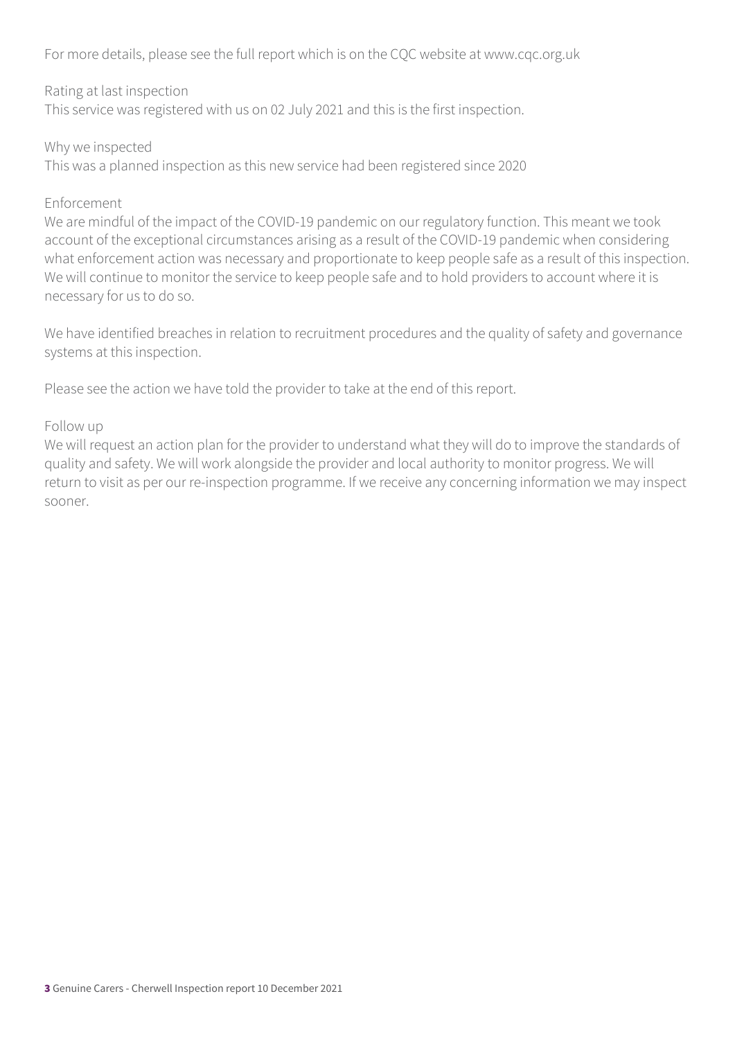For more details, please see the full report which is on the CQC website at www.cqc.org.uk

Rating at last inspection
This service was registered with us on 02 July 2021 and this is the first inspection.

Why we inspected
This was a planned inspection as this new service had been registered since 2020

Enforcement
We are mindful of the impact of the COVID-19 pandemic on our regulatory function. This meant we took account of the exceptional circumstances arising as a result of the COVID-19 pandemic when considering what enforcement action was necessary and proportionate to keep people safe as a result of this inspection. We will continue to monitor the service to keep people safe and to hold providers to account where it is necessary for us to do so.

We have identified breaches in relation to recruitment procedures and the quality of safety and governance systems at this inspection.

Please see the action we have told the provider to take at the end of this report.

Follow up
We will request an action plan for the provider to understand what they will do to improve the standards of quality and safety. We will work alongside the provider and local authority to monitor progress. We will return to visit as per our re-inspection programme. If we receive any concerning information we may inspect sooner.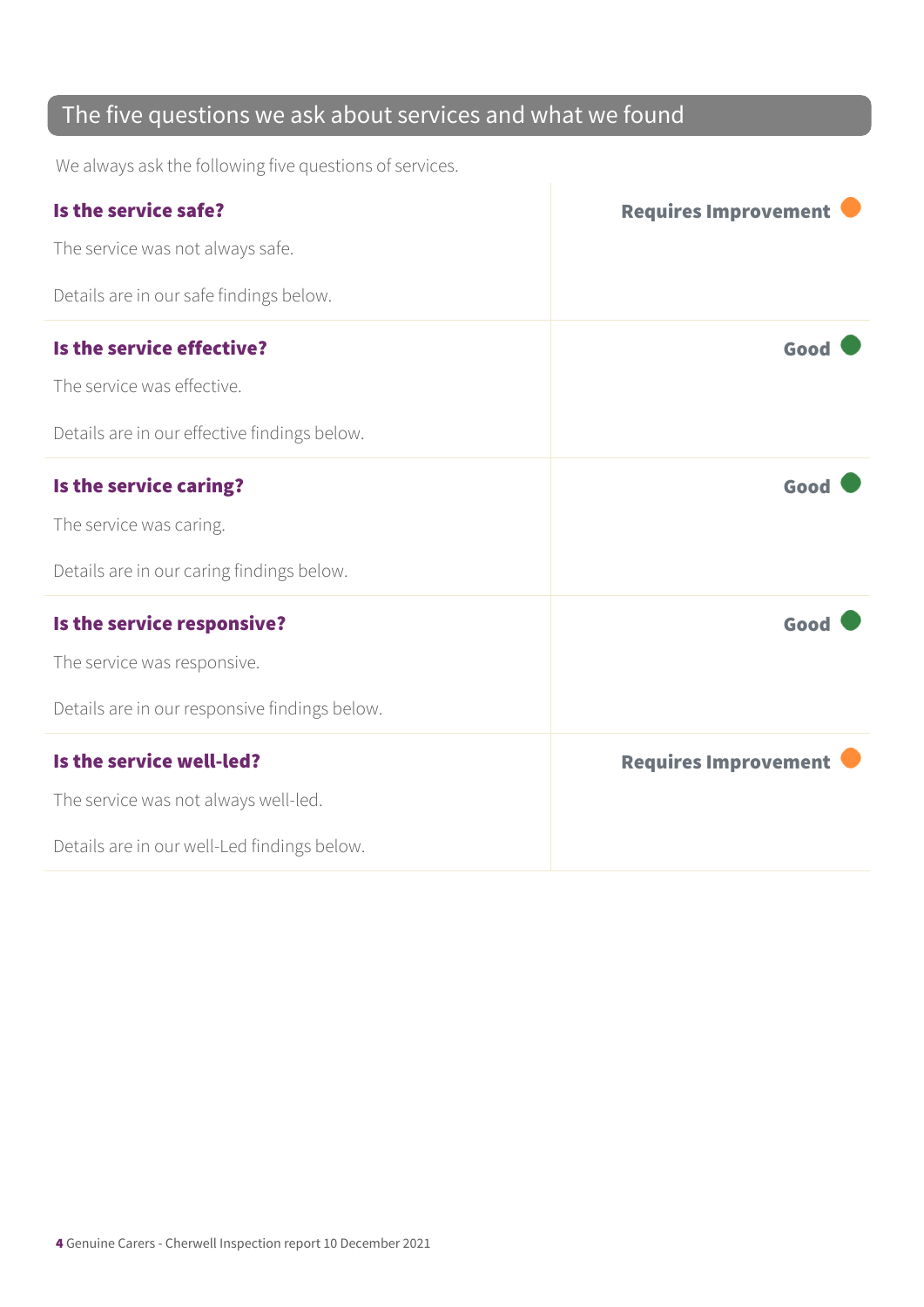## The five questions we ask about services and what we found

We always ask the following five questions of services.

### Is the service safe?

**Requires Improvement**

The service was not always safe.

Details are in our safe findings below.

### Is the service effective?

**Good**

The service was effective.

Details are in our effective findings below.

### Is the service caring?

**Good**

The service was caring.

Details are in our caring findings below.

### Is the service responsive?

**Good**

The service was responsive.

Details are in our responsive findings below.

### Is the service well-led?

**Requires Improvement**

The service was not always well-led.

Details are in our well-Led findings below.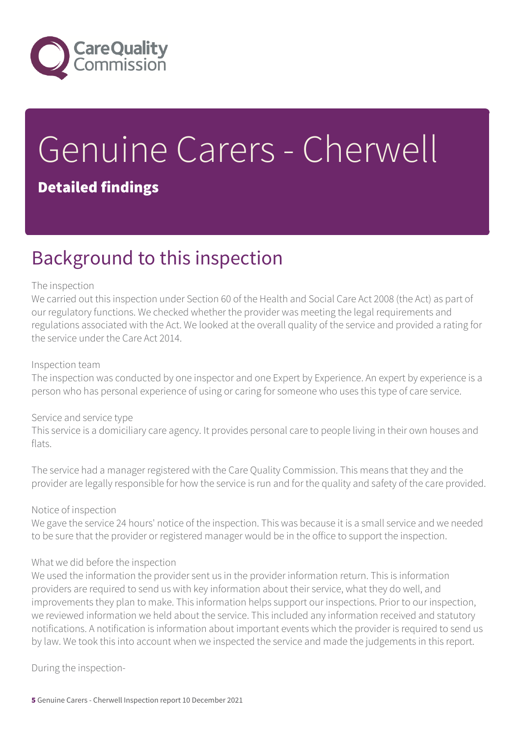# Genuine Carers - Cherwell

**Detailed findings**

## Background to this inspection

The inspection
We carried out this inspection under Section 60 of the Health and Social Care Act 2008 (the Act) as part of our regulatory functions. We checked whether the provider was meeting the legal requirements and regulations associated with the Act. We looked at the overall quality of the service and provided a rating for the service under the Care Act 2014.

Inspection team
The inspection was conducted by one inspector and one Expert by Experience. An expert by experience is a person who has personal experience of using or caring for someone who uses this type of care service.

Service and service type
This service is a domiciliary care agency. It provides personal care to people living in their own houses and flats.

The service had a manager registered with the Care Quality Commission. This means that they and the provider are legally responsible for how the service is run and for the quality and safety of the care provided.

Notice of inspection
We gave the service 24 hours' notice of the inspection. This was because it is a small service and we needed to be sure that the provider or registered manager would be in the office to support the inspection.

What we did before the inspection
We used the information the provider sent us in the provider information return. This is information providers are required to send us with key information about their service, what they do well, and improvements they plan to make. This information helps support our inspections. Prior to our inspection, we reviewed information we held about the service. This included any information received and statutory notifications. A notification is information about important events which the provider is required to send us by law. We took this into account when we inspected the service and made the judgements in this report.

During the inspection-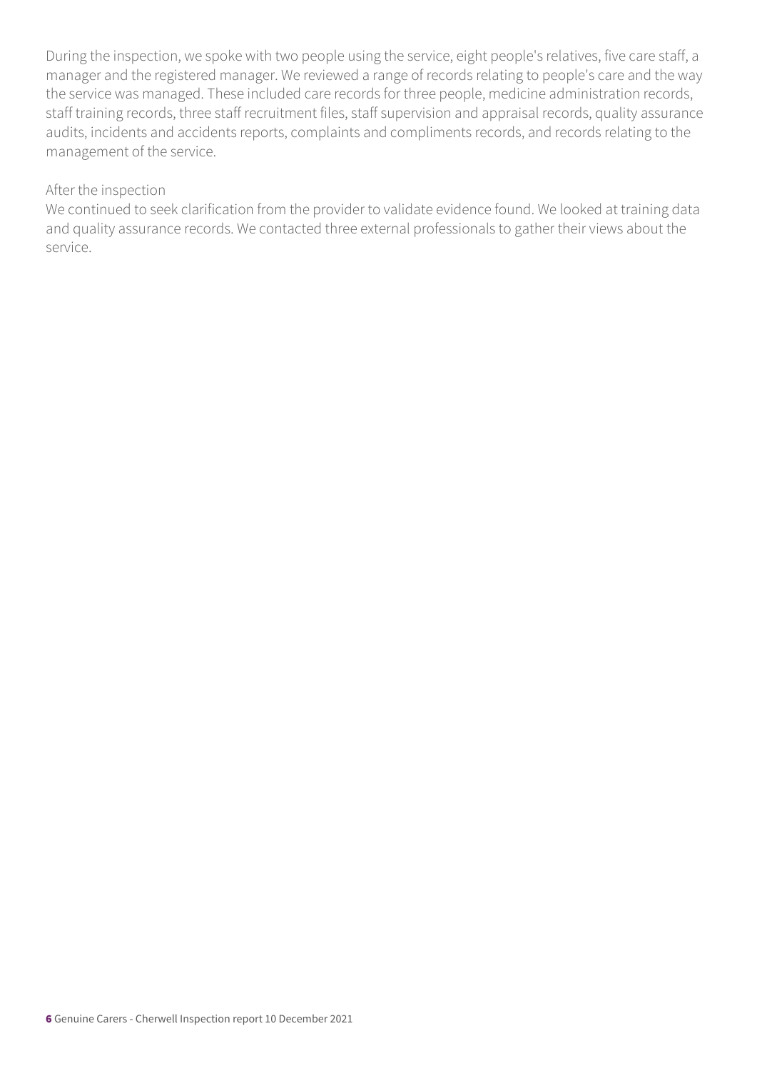During the inspection, we spoke with two people using the service, eight people's relatives, five care staff, a manager and the registered manager. We reviewed a range of records relating to people's care and the way the service was managed. These included care records for three people, medicine administration records, staff training records, three staff recruitment files, staff supervision and appraisal records, quality assurance audits, incidents and accidents reports, complaints and compliments records, and records relating to the management of the service.

After the inspection

We continued to seek clarification from the provider to validate evidence found. We looked at training data and quality assurance records. We contacted three external professionals to gather their views about the service.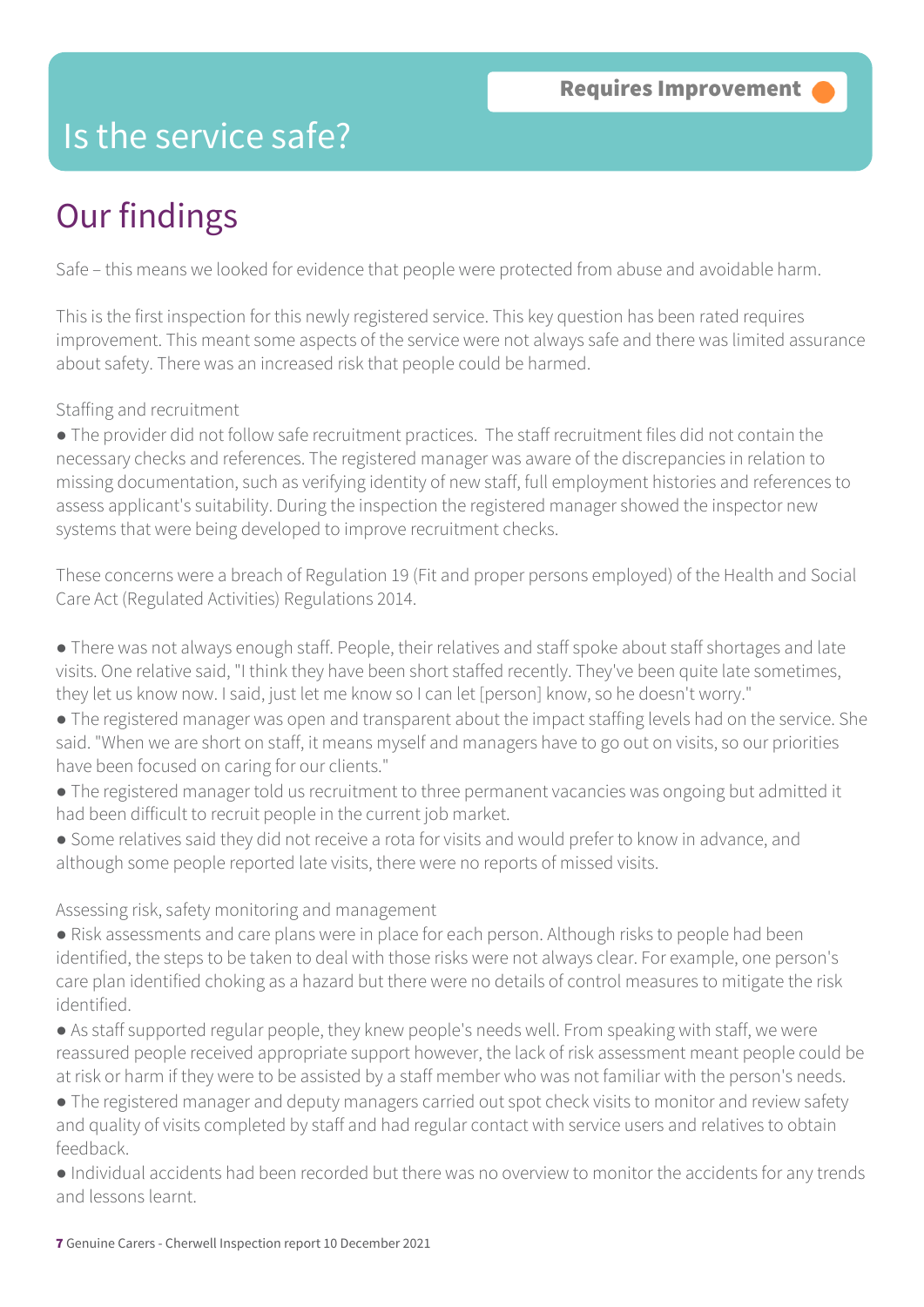# Is the service safe?

**Requires Improvement**

## Our findings

Safe – this means we looked for evidence that people were protected from abuse and avoidable harm.

This is the first inspection for this newly registered service. This key question has been rated requires improvement. This meant some aspects of the service were not always safe and there was limited assurance about safety. There was an increased risk that people could be harmed.

Staffing and recruitment

- The provider did not follow safe recruitment practices. The staff recruitment files did not contain the necessary checks and references. The registered manager was aware of the discrepancies in relation to missing documentation, such as verifying identity of new staff, full employment histories and references to assess applicant's suitability. During the inspection the registered manager showed the inspector new systems that were being developed to improve recruitment checks.

These concerns were a breach of Regulation 19 (Fit and proper persons employed) of the Health and Social Care Act (Regulated Activities) Regulations 2014.

- There was not always enough staff. People, their relatives and staff spoke about staff shortages and late visits. One relative said, "I think they have been short staffed recently. They've been quite late sometimes, they let us know now. I said, just let me know so I can let [person] know, so he doesn't worry."
- The registered manager was open and transparent about the impact staffing levels had on the service. She said. "When we are short on staff, it means myself and managers have to go out on visits, so our priorities have been focused on caring for our clients."
- The registered manager told us recruitment to three permanent vacancies was ongoing but admitted it had been difficult to recruit people in the current job market.
- Some relatives said they did not receive a rota for visits and would prefer to know in advance, and although some people reported late visits, there were no reports of missed visits.

Assessing risk, safety monitoring and management

- Risk assessments and care plans were in place for each person. Although risks to people had been identified, the steps to be taken to deal with those risks were not always clear. For example, one person's care plan identified choking as a hazard but there were no details of control measures to mitigate the risk identified.
- As staff supported regular people, they knew people's needs well. From speaking with staff, we were reassured people received appropriate support however, the lack of risk assessment meant people could be at risk or harm if they were to be assisted by a staff member who was not familiar with the person's needs.
- The registered manager and deputy managers carried out spot check visits to monitor and review safety and quality of visits completed by staff and had regular contact with service users and relatives to obtain feedback.
- Individual accidents had been recorded but there was no overview to monitor the accidents for any trends and lessons learnt.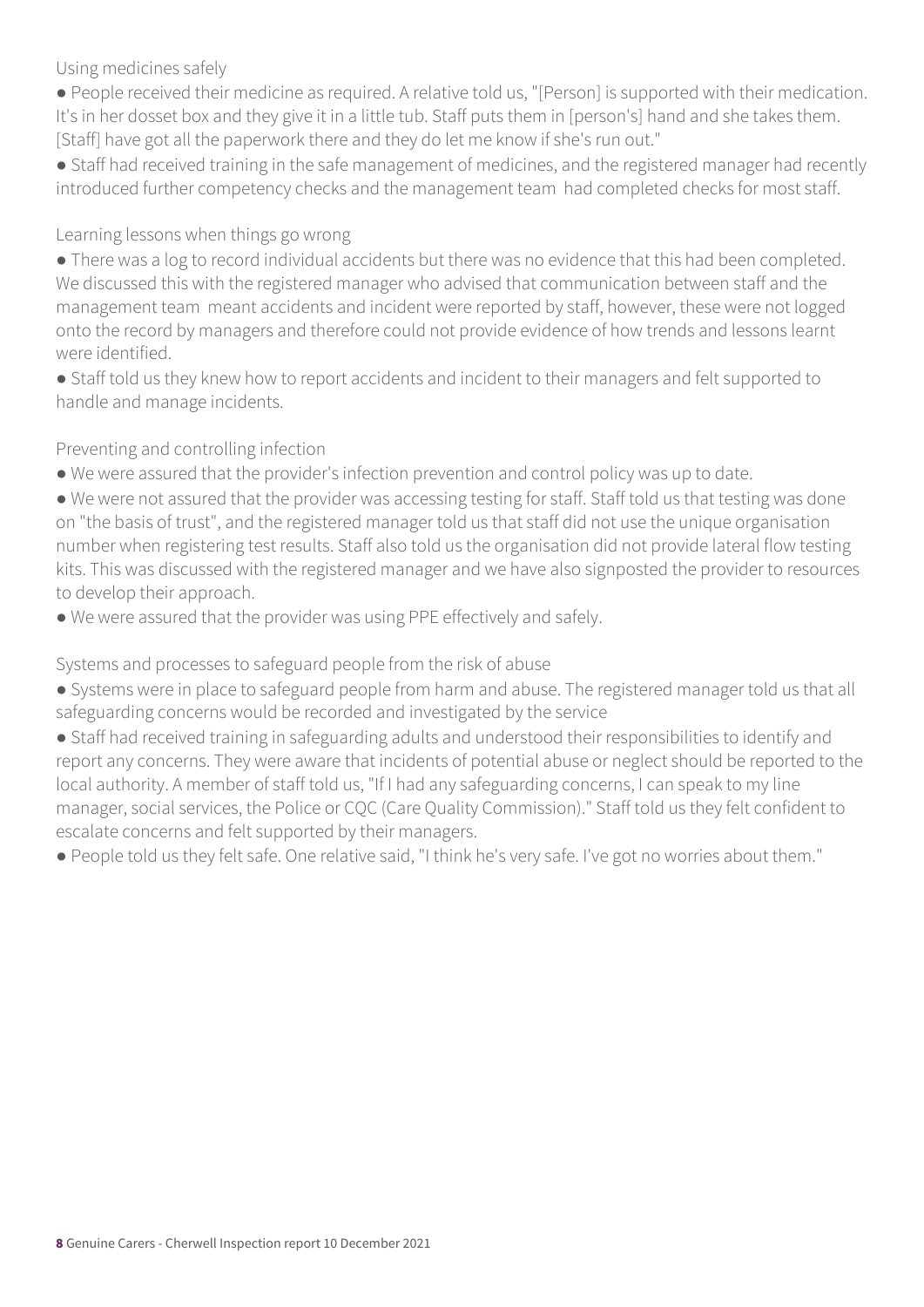Using medicines safely

- People received their medicine as required. A relative told us, "[Person] is supported with their medication. It's in her dosset box and they give it in a little tub. Staff puts them in [person's] hand and she takes them. [Staff] have got all the paperwork there and they do let me know if she's run out."
- Staff had received training in the safe management of medicines, and the registered manager had recently introduced further competency checks and the management team had completed checks for most staff.

Learning lessons when things go wrong

- There was a log to record individual accidents but there was no evidence that this had been completed. We discussed this with the registered manager who advised that communication between staff and the management team meant accidents and incident were reported by staff, however, these were not logged onto the record by managers and therefore could not provide evidence of how trends and lessons learnt were identified.
- Staff told us they knew how to report accidents and incident to their managers and felt supported to handle and manage incidents.

Preventing and controlling infection

- We were assured that the provider's infection prevention and control policy was up to date.
- We were not assured that the provider was accessing testing for staff. Staff told us that testing was done on "the basis of trust", and the registered manager told us that staff did not use the unique organisation number when registering test results. Staff also told us the organisation did not provide lateral flow testing kits. This was discussed with the registered manager and we have also signposted the provider to resources to develop their approach.
- We were assured that the provider was using PPE effectively and safely.

Systems and processes to safeguard people from the risk of abuse

- Systems were in place to safeguard people from harm and abuse. The registered manager told us that all safeguarding concerns would be recorded and investigated by the service
- Staff had received training in safeguarding adults and understood their responsibilities to identify and report any concerns. They were aware that incidents of potential abuse or neglect should be reported to the local authority. A member of staff told us, "If I had any safeguarding concerns, I can speak to my line manager, social services, the Police or CQC (Care Quality Commission)." Staff told us they felt confident to escalate concerns and felt supported by their managers.
- People told us they felt safe. One relative said, "I think he's very safe. I've got no worries about them."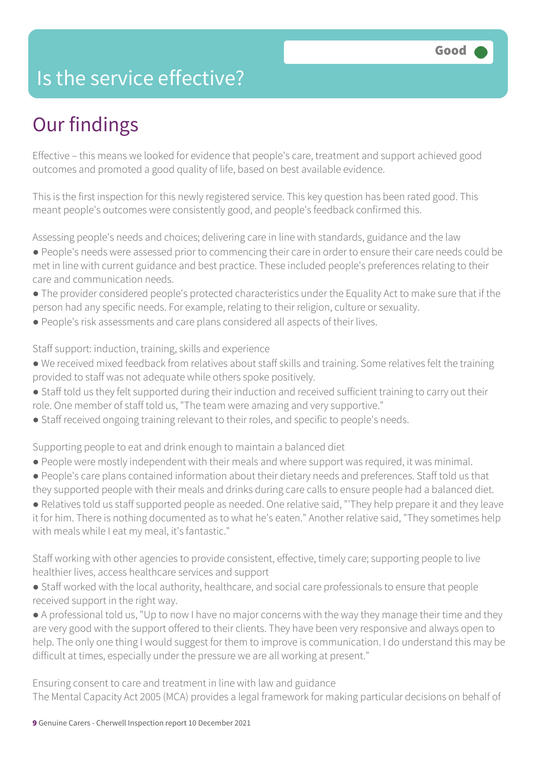Good

# Is the service effective?

## Our findings

Effective – this means we looked for evidence that people's care, treatment and support achieved good outcomes and promoted a good quality of life, based on best available evidence.

This is the first inspection for this newly registered service. This key question has been rated good. This meant people's outcomes were consistently good, and people's feedback confirmed this.

Assessing people's needs and choices; delivering care in line with standards, guidance and the law

- People's needs were assessed prior to commencing their care in order to ensure their care needs could be met in line with current guidance and best practice. These included people's preferences relating to their care and communication needs.
- The provider considered people's protected characteristics under the Equality Act to make sure that if the person had any specific needs. For example, relating to their religion, culture or sexuality.
- People's risk assessments and care plans considered all aspects of their lives.

Staff support: induction, training, skills and experience

- We received mixed feedback from relatives about staff skills and training. Some relatives felt the training provided to staff was not adequate while others spoke positively.
- Staff told us they felt supported during their induction and received sufficient training to carry out their role. One member of staff told us, "The team were amazing and very supportive."
- Staff received ongoing training relevant to their roles, and specific to people's needs.

Supporting people to eat and drink enough to maintain a balanced diet

- People were mostly independent with their meals and where support was required, it was minimal.
- People's care plans contained information about their dietary needs and preferences. Staff told us that they supported people with their meals and drinks during care calls to ensure people had a balanced diet.
- Relatives told us staff supported people as needed. One relative said, "'They help prepare it and they leave it for him. There is nothing documented as to what he's eaten." Another relative said, "They sometimes help with meals while I eat my meal, it's fantastic."

Staff working with other agencies to provide consistent, effective, timely care; supporting people to live healthier lives, access healthcare services and support

- Staff worked with the local authority, healthcare, and social care professionals to ensure that people received support in the right way.
- A professional told us, "Up to now I have no major concerns with the way they manage their time and they are very good with the support offered to their clients. They have been very responsive and always open to help. The only one thing I would suggest for them to improve is communication. I do understand this may be difficult at times, especially under the pressure we are all working at present."

Ensuring consent to care and treatment in line with law and guidance

The Mental Capacity Act 2005 (MCA) provides a legal framework for making particular decisions on behalf of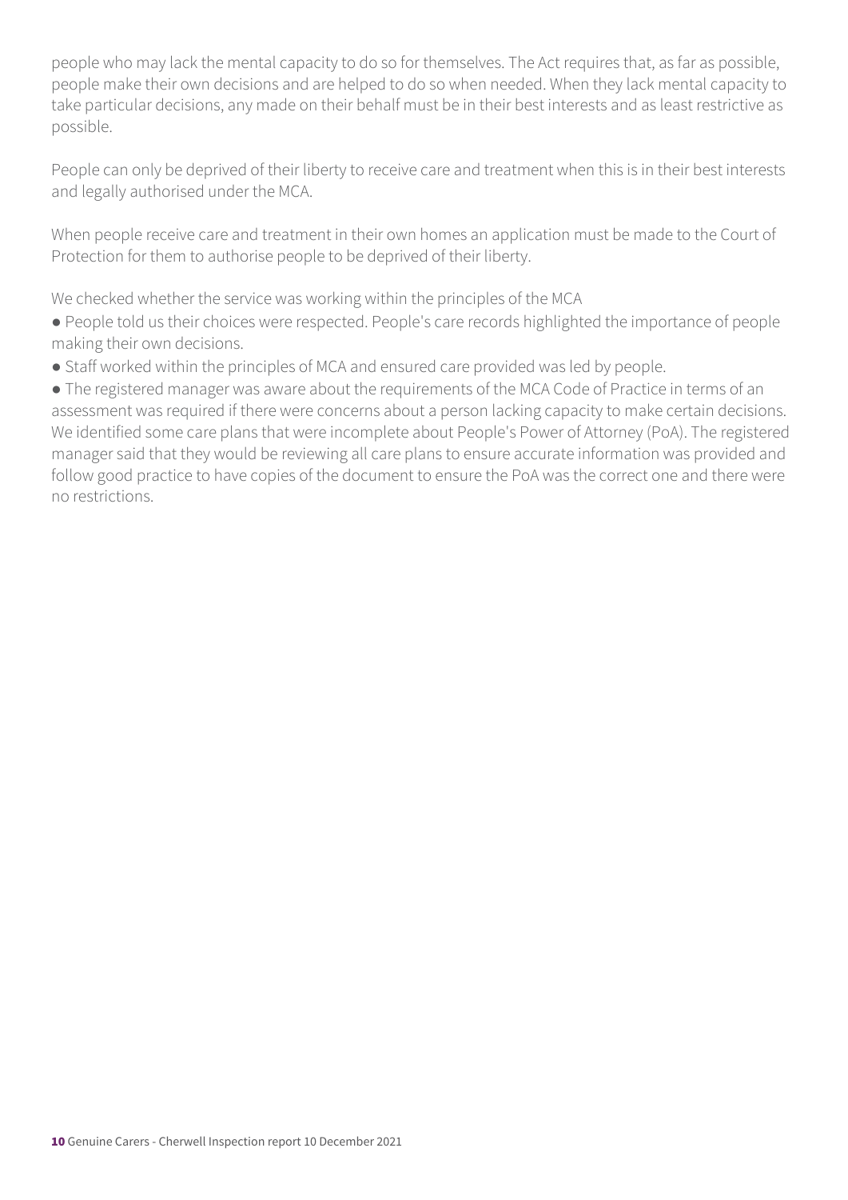people who may lack the mental capacity to do so for themselves. The Act requires that, as far as possible, people make their own decisions and are helped to do so when needed. When they lack mental capacity to take particular decisions, any made on their behalf must be in their best interests and as least restrictive as possible.

People can only be deprived of their liberty to receive care and treatment when this is in their best interests and legally authorised under the MCA.

When people receive care and treatment in their own homes an application must be made to the Court of Protection for them to authorise people to be deprived of their liberty.

We checked whether the service was working within the principles of the MCA

- People told us their choices were respected. People's care records highlighted the importance of people making their own decisions.
- Staff worked within the principles of MCA and ensured care provided was led by people.
- The registered manager was aware about the requirements of the MCA Code of Practice in terms of an assessment was required if there were concerns about a person lacking capacity to make certain decisions. We identified some care plans that were incomplete about People's Power of Attorney (PoA). The registered manager said that they would be reviewing all care plans to ensure accurate information was provided and follow good practice to have copies of the document to ensure the PoA was the correct one and there were no restrictions.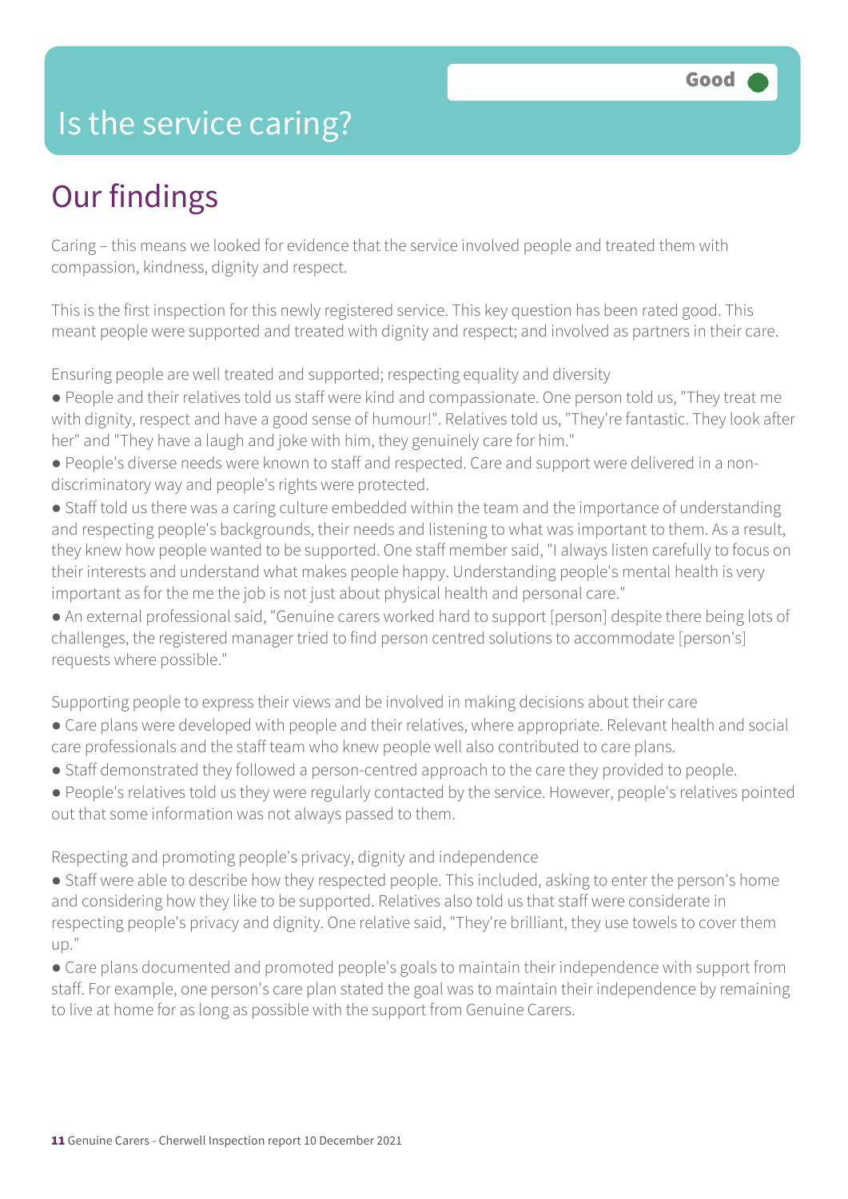# Is the service caring?

Good

## Our findings

Caring – this means we looked for evidence that the service involved people and treated them with compassion, kindness, dignity and respect.

This is the first inspection for this newly registered service. This key question has been rated good. This meant people were supported and treated with dignity and respect; and involved as partners in their care.

Ensuring people are well treated and supported; respecting equality and diversity

- People and their relatives told us staff were kind and compassionate. One person told us, "They treat me with dignity, respect and have a good sense of humour!". Relatives told us, "They're fantastic. They look after her" and "They have a laugh and joke with him, they genuinely care for him."
- People's diverse needs were known to staff and respected. Care and support were delivered in a non-discriminatory way and people's rights were protected.
- Staff told us there was a caring culture embedded within the team and the importance of understanding and respecting people's backgrounds, their needs and listening to what was important to them. As a result, they knew how people wanted to be supported. One staff member said, "I always listen carefully to focus on their interests and understand what makes people happy. Understanding people's mental health is very important as for the me the job is not just about physical health and personal care."
- An external professional said, "Genuine carers worked hard to support [person] despite there being lots of challenges, the registered manager tried to find person centred solutions to accommodate [person's] requests where possible."

Supporting people to express their views and be involved in making decisions about their care

- Care plans were developed with people and their relatives, where appropriate. Relevant health and social care professionals and the staff team who knew people well also contributed to care plans.
- Staff demonstrated they followed a person-centred approach to the care they provided to people.
- People's relatives told us they were regularly contacted by the service. However, people's relatives pointed out that some information was not always passed to them.

Respecting and promoting people's privacy, dignity and independence

- Staff were able to describe how they respected people. This included, asking to enter the person's home and considering how they like to be supported. Relatives also told us that staff were considerate in respecting people's privacy and dignity. One relative said, "They're brilliant, they use towels to cover them up."
- Care plans documented and promoted people's goals to maintain their independence with support from staff. For example, one person's care plan stated the goal was to maintain their independence by remaining to live at home for as long as possible with the support from Genuine Carers.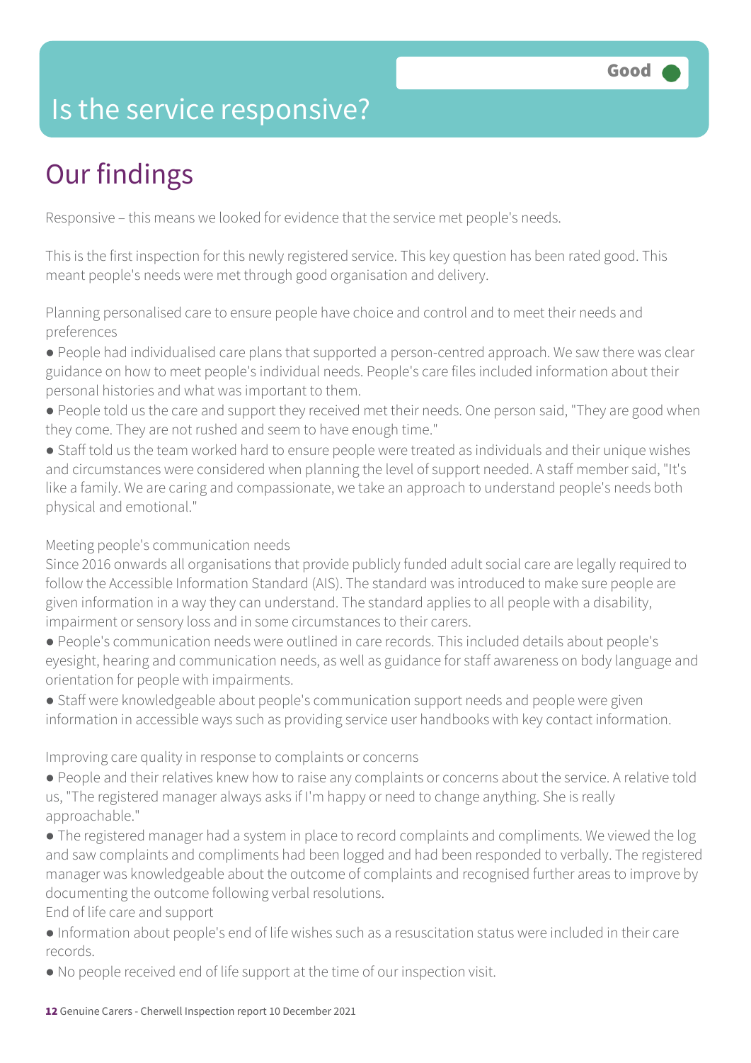# Is the service responsive?

Good

## Our findings

Responsive – this means we looked for evidence that the service met people's needs.

This is the first inspection for this newly registered service. This key question has been rated good. This meant people's needs were met through good organisation and delivery.

Planning personalised care to ensure people have choice and control and to meet their needs and preferences

- People had individualised care plans that supported a person-centred approach. We saw there was clear guidance on how to meet people's individual needs. People's care files included information about their personal histories and what was important to them.
- People told us the care and support they received met their needs. One person said, "They are good when they come. They are not rushed and seem to have enough time."
- Staff told us the team worked hard to ensure people were treated as individuals and their unique wishes and circumstances were considered when planning the level of support needed. A staff member said, "It's like a family. We are caring and compassionate, we take an approach to understand people's needs both physical and emotional."

Meeting people's communication needs

Since 2016 onwards all organisations that provide publicly funded adult social care are legally required to follow the Accessible Information Standard (AIS). The standard was introduced to make sure people are given information in a way they can understand. The standard applies to all people with a disability, impairment or sensory loss and in some circumstances to their carers.

- People's communication needs were outlined in care records. This included details about people's eyesight, hearing and communication needs, as well as guidance for staff awareness on body language and orientation for people with impairments.
- Staff were knowledgeable about people's communication support needs and people were given information in accessible ways such as providing service user handbooks with key contact information.

Improving care quality in response to complaints or concerns

- People and their relatives knew how to raise any complaints or concerns about the service. A relative told us, "The registered manager always asks if I'm happy or need to change anything. She is really approachable."
- The registered manager had a system in place to record complaints and compliments. We viewed the log and saw complaints and compliments had been logged and had been responded to verbally. The registered manager was knowledgeable about the outcome of complaints and recognised further areas to improve by documenting the outcome following verbal resolutions.

End of life care and support

- Information about people's end of life wishes such as a resuscitation status were included in their care records.
- No people received end of life support at the time of our inspection visit.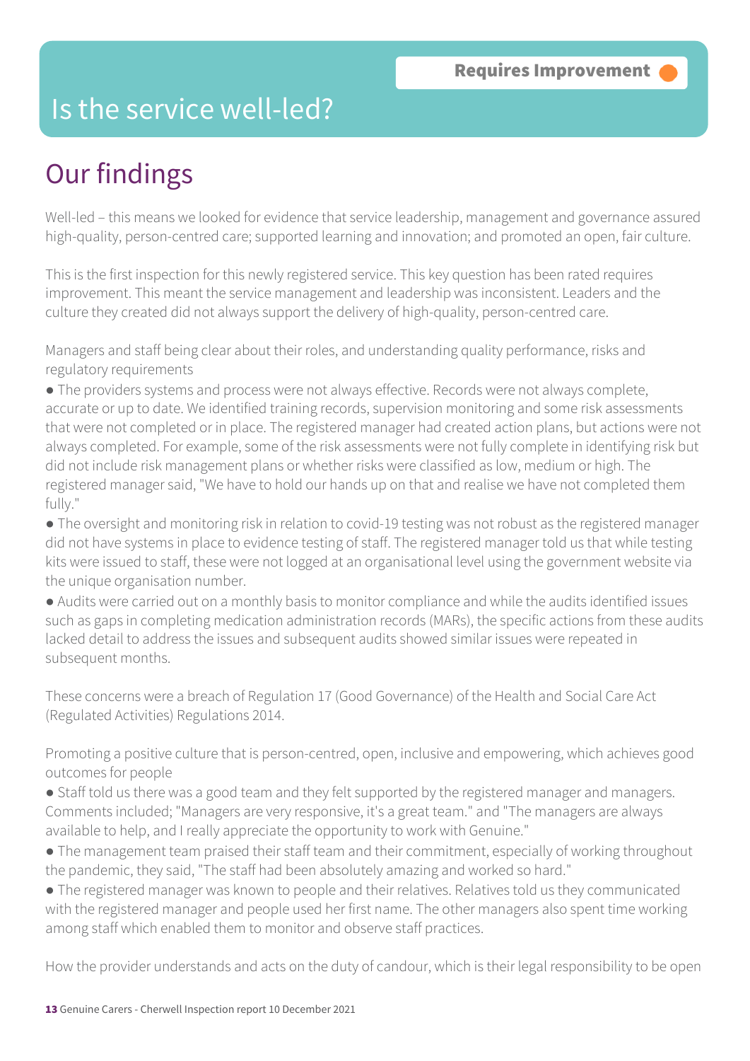Requires Improvement

# Is the service well-led?

## Our findings

Well-led – this means we looked for evidence that service leadership, management and governance assured high-quality, person-centred care; supported learning and innovation; and promoted an open, fair culture.

This is the first inspection for this newly registered service. This key question has been rated requires improvement. This meant the service management and leadership was inconsistent. Leaders and the culture they created did not always support the delivery of high-quality, person-centred care.

Managers and staff being clear about their roles, and understanding quality performance, risks and regulatory requirements

- The providers systems and process were not always effective. Records were not always complete, accurate or up to date. We identified training records, supervision monitoring and some risk assessments that were not completed or in place. The registered manager had created action plans, but actions were not always completed. For example, some of the risk assessments were not fully complete in identifying risk but did not include risk management plans or whether risks were classified as low, medium or high. The registered manager said, "We have to hold our hands up on that and realise we have not completed them fully."
- The oversight and monitoring risk in relation to covid-19 testing was not robust as the registered manager did not have systems in place to evidence testing of staff. The registered manager told us that while testing kits were issued to staff, these were not logged at an organisational level using the government website via the unique organisation number.
- Audits were carried out on a monthly basis to monitor compliance and while the audits identified issues such as gaps in completing medication administration records (MARs), the specific actions from these audits lacked detail to address the issues and subsequent audits showed similar issues were repeated in subsequent months.

These concerns were a breach of Regulation 17 (Good Governance) of the Health and Social Care Act (Regulated Activities) Regulations 2014.

Promoting a positive culture that is person-centred, open, inclusive and empowering, which achieves good outcomes for people

- Staff told us there was a good team and they felt supported by the registered manager and managers. Comments included; "Managers are very responsive, it's a great team." and "The managers are always available to help, and I really appreciate the opportunity to work with Genuine."
- The management team praised their staff team and their commitment, especially of working throughout the pandemic, they said, "The staff had been absolutely amazing and worked so hard."
- The registered manager was known to people and their relatives. Relatives told us they communicated with the registered manager and people used her first name. The other managers also spent time working among staff which enabled them to monitor and observe staff practices.

How the provider understands and acts on the duty of candour, which is their legal responsibility to be open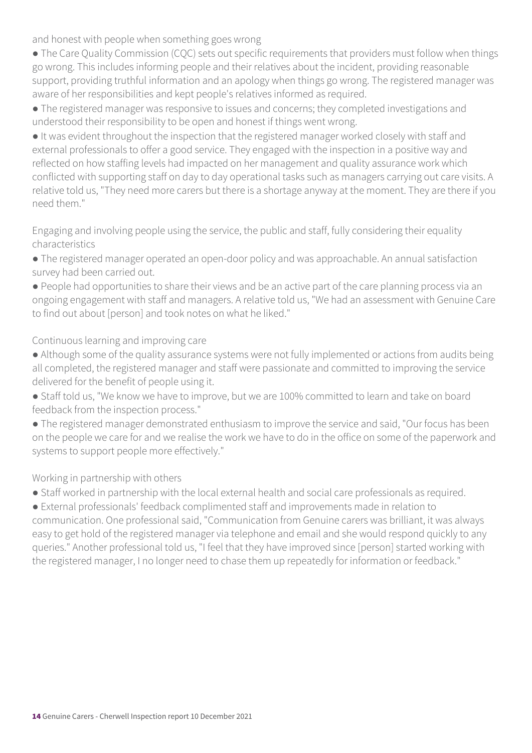and honest with people when something goes wrong

- The Care Quality Commission (CQC) sets out specific requirements that providers must follow when things go wrong. This includes informing people and their relatives about the incident, providing reasonable support, providing truthful information and an apology when things go wrong. The registered manager was aware of her responsibilities and kept people's relatives informed as required.
- The registered manager was responsive to issues and concerns; they completed investigations and understood their responsibility to be open and honest if things went wrong.
- It was evident throughout the inspection that the registered manager worked closely with staff and external professionals to offer a good service. They engaged with the inspection in a positive way and reflected on how staffing levels had impacted on her management and quality assurance work which conflicted with supporting staff on day to day operational tasks such as managers carrying out care visits. A relative told us, "They need more carers but there is a shortage anyway at the moment. They are there if you need them."

Engaging and involving people using the service, the public and staff, fully considering their equality characteristics

- The registered manager operated an open-door policy and was approachable. An annual satisfaction survey had been carried out.
- People had opportunities to share their views and be an active part of the care planning process via an ongoing engagement with staff and managers. A relative told us, "We had an assessment with Genuine Care to find out about [person] and took notes on what he liked."

Continuous learning and improving care

- Although some of the quality assurance systems were not fully implemented or actions from audits being all completed, the registered manager and staff were passionate and committed to improving the service delivered for the benefit of people using it.
- Staff told us, "We know we have to improve, but we are 100% committed to learn and take on board feedback from the inspection process."
- The registered manager demonstrated enthusiasm to improve the service and said, "Our focus has been on the people we care for and we realise the work we have to do in the office on some of the paperwork and systems to support people more effectively."

Working in partnership with others

- Staff worked in partnership with the local external health and social care professionals as required.
- External professionals' feedback complimented staff and improvements made in relation to communication. One professional said, "Communication from Genuine carers was brilliant, it was always easy to get hold of the registered manager via telephone and email and she would respond quickly to any queries." Another professional told us, "I feel that they have improved since [person] started working with the registered manager, I no longer need to chase them up repeatedly for information or feedback."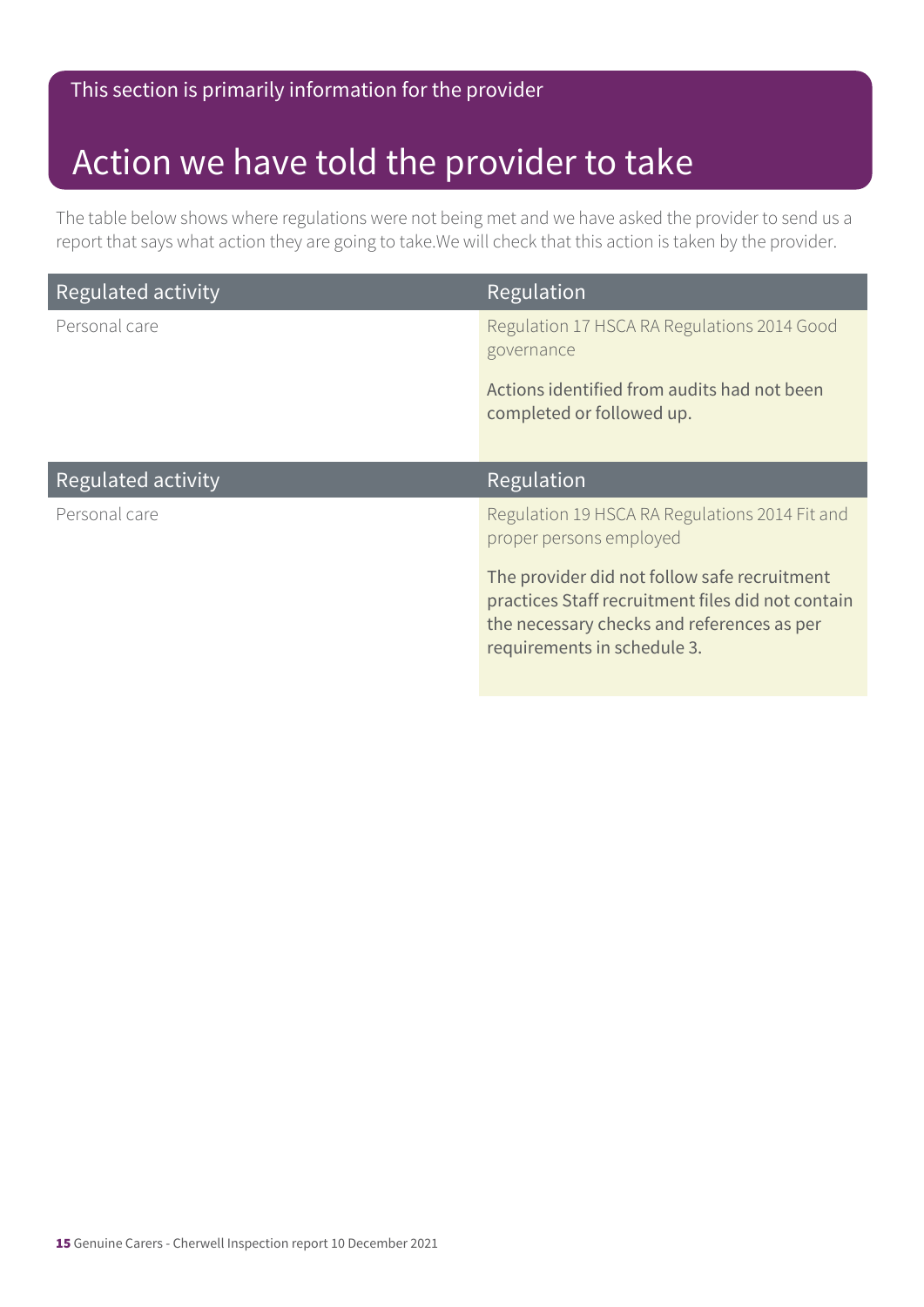This section is primarily information for the provider

# Action we have told the provider to take

The table below shows where regulations were not being met and we have asked the provider to send us a report that says what action they are going to take.We will check that this action is taken by the provider.

| Regulated activity | Regulation |
|---|---|
| Personal care | Regulation 17 HSCA RA Regulations 2014 Good governance<br><br>Actions identified from audits had not been completed or followed up. |

| Regulated activity | Regulation |
|---|---|
| Personal care | Regulation 19 HSCA RA Regulations 2014 Fit and proper persons employed<br><br>The provider did not follow safe recruitment practices Staff recruitment files did not contain the necessary checks and references as per requirements in schedule 3. |